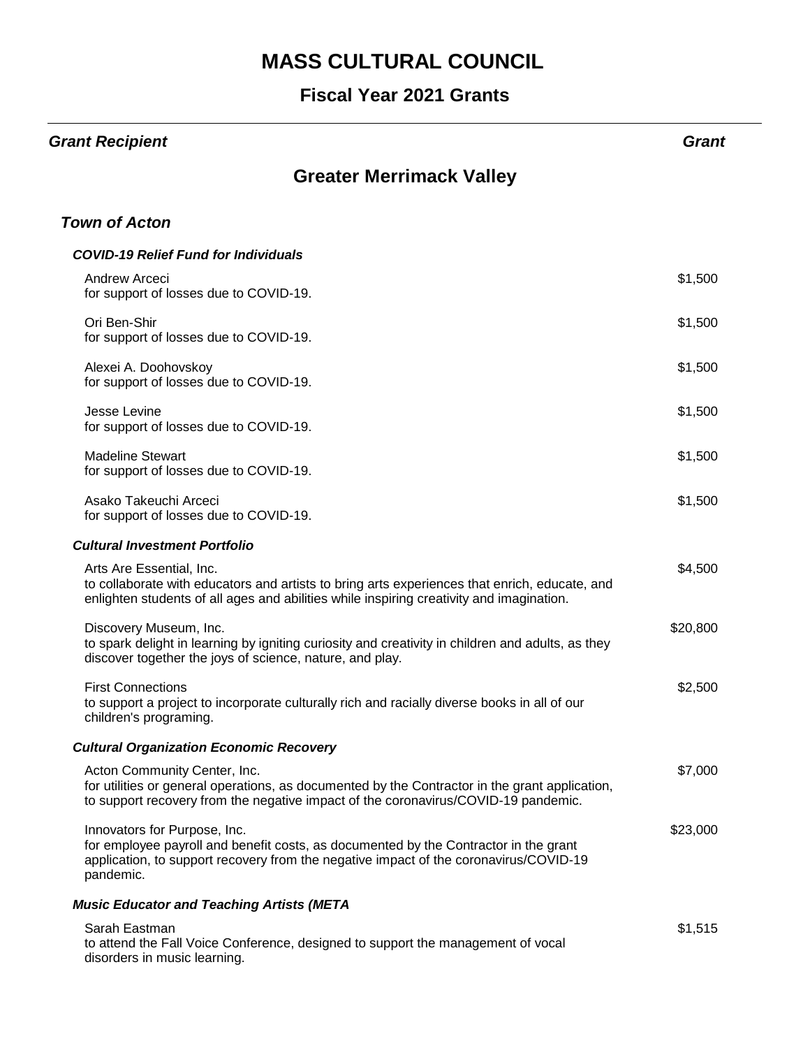# MASS CULTURAL COUNCIL

## Fiscal Year 2021 Grants

| *Grant Recipient* | *Grant* |
|---|---|

## Greater Merrimack Valley

### *Town of Acton*

#### *COVID-19 Relief Fund for Individuals*

| Recipient | Grant |
|---|---|
| Andrew Arceci<br>for support of losses due to COVID-19. | $1,500 |
| Ori Ben-Shir<br>for support of losses due to COVID-19. | $1,500 |
| Alexei A. Doohovskoy<br>for support of losses due to COVID-19. | $1,500 |
| Jesse Levine<br>for support of losses due to COVID-19. | $1,500 |
| Madeline Stewart<br>for support of losses due to COVID-19. | $1,500 |
| Asako Takeuchi Arceci<br>for support of losses due to COVID-19. | $1,500 |

#### *Cultural Investment Portfolio*

| Recipient | Grant |
|---|---|
| Arts Are Essential, Inc.<br>to collaborate with educators and artists to bring arts experiences that enrich, educate, and enlighten students of all ages and abilities while inspiring creativity and imagination. | $4,500 |
| Discovery Museum, Inc.<br>to spark delight in learning by igniting curiosity and creativity in children and adults, as they discover together the joys of science, nature, and play. | $20,800 |
| First Connections<br>to support a project to incorporate culturally rich and racially diverse books in all of our children's programing. | $2,500 |

#### *Cultural Organization Economic Recovery*

| Recipient | Grant |
|---|---|
| Acton Community Center, Inc.<br>for utilities or general operations, as documented by the Contractor in the grant application, to support recovery from the negative impact of the coronavirus/COVID-19 pandemic. | $7,000 |
| Innovators for Purpose, Inc.<br>for employee payroll and benefit costs, as documented by the Contractor in the grant application, to support recovery from the negative impact of the coronavirus/COVID-19 pandemic. | $23,000 |

#### *Music Educator and Teaching Artists (META*

| Recipient | Grant |
|---|---|
| Sarah Eastman<br>to attend the Fall Voice Conference, designed to support the management of vocal disorders in music learning. | $1,515 |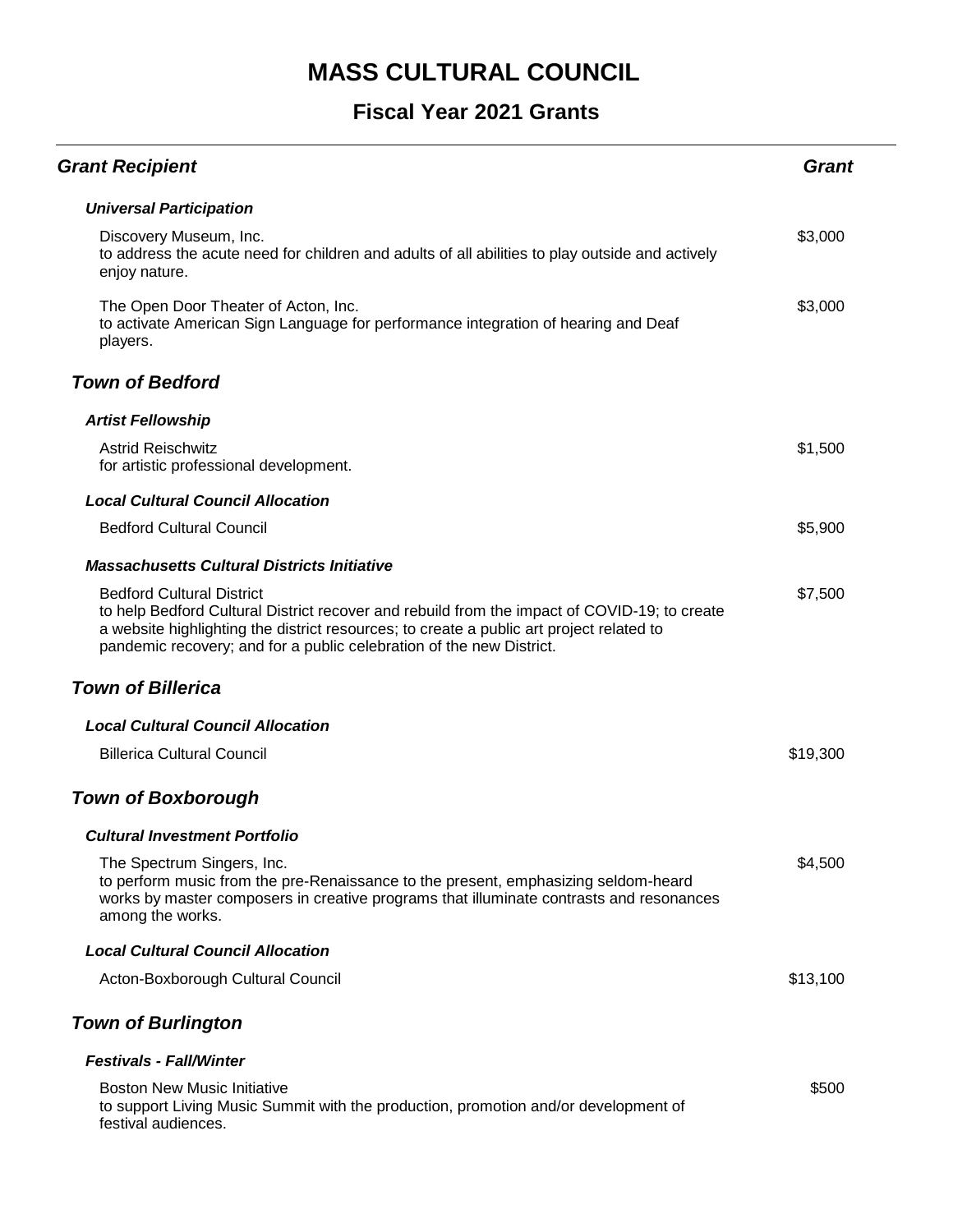# MASS CULTURAL COUNCIL

## Fiscal Year 2021 Grants

| Grant Recipient | Grant |
| --- | --- |
| ***Universal Participation*** | |
| Discovery Museum, Inc.<br>to address the acute need for children and adults of all abilities to play outside and actively enjoy nature. | $3,000 |
| The Open Door Theater of Acton, Inc.<br>to activate American Sign Language for performance integration of hearing and Deaf players. | $3,000 |
| ***Town of Bedford*** | |
| ***Artist Fellowship*** | |
| Astrid Reischwitz<br>for artistic professional development. | $1,500 |
| ***Local Cultural Council Allocation*** | |
| Bedford Cultural Council | $5,900 |
| ***Massachusetts Cultural Districts Initiative*** | |
| Bedford Cultural District<br>to help Bedford Cultural District recover and rebuild from the impact of COVID-19; to create a website highlighting the district resources; to create a public art project related to pandemic recovery; and for a public celebration of the new District. | $7,500 |
| ***Town of Billerica*** | |
| ***Local Cultural Council Allocation*** | |
| Billerica Cultural Council | $19,300 |
| ***Town of Boxborough*** | |
| ***Cultural Investment Portfolio*** | |
| The Spectrum Singers, Inc.<br>to perform music from the pre-Renaissance to the present, emphasizing seldom-heard works by master composers in creative programs that illuminate contrasts and resonances among the works. | $4,500 |
| ***Local Cultural Council Allocation*** | |
| Acton-Boxborough Cultural Council | $13,100 |
| ***Town of Burlington*** | |
| ***Festivals - Fall/Winter*** | |
| Boston New Music Initiative<br>to support Living Music Summit with the production, promotion and/or development of festival audiences. | $500 |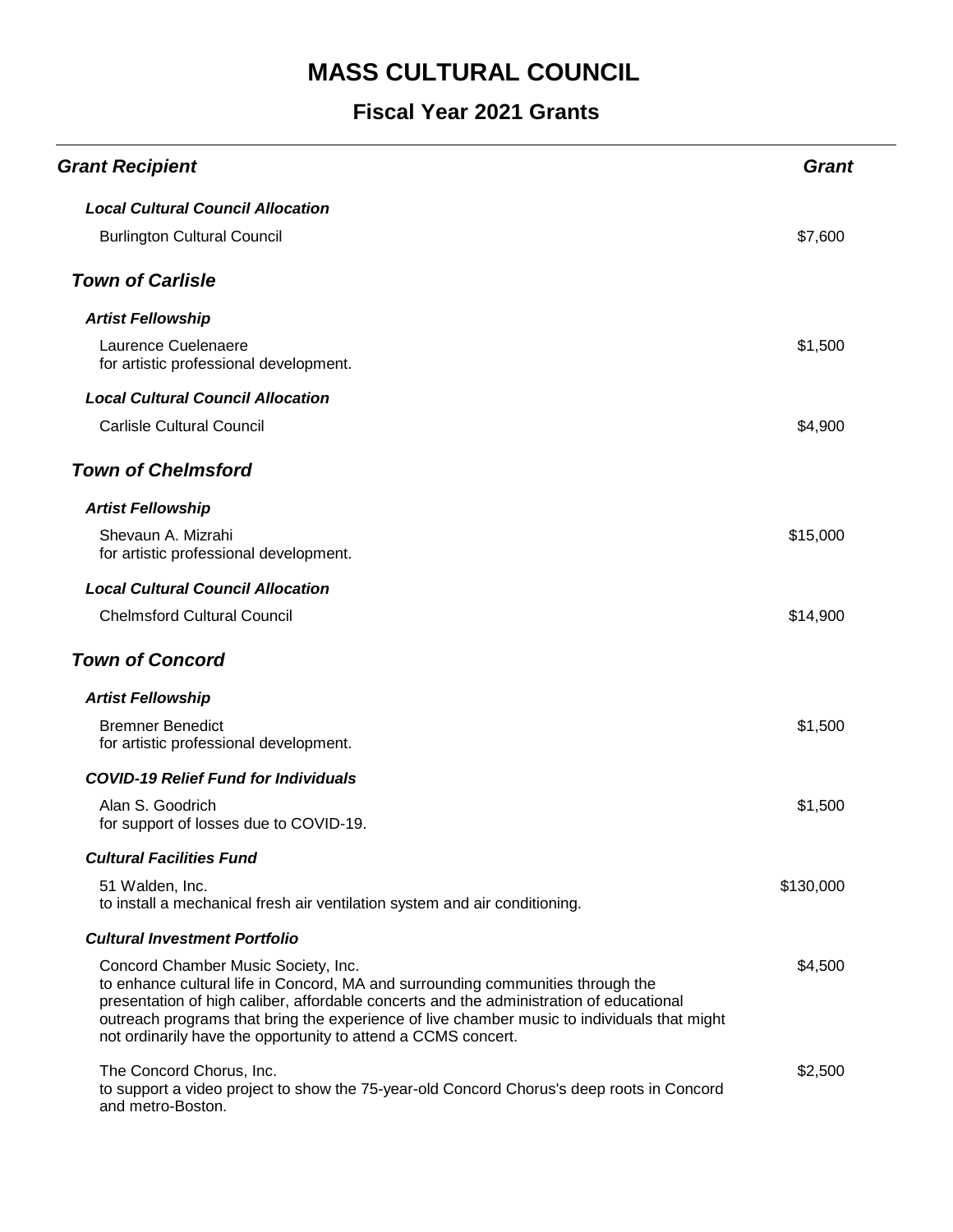# MASS CULTURAL COUNCIL

## Fiscal Year 2021 Grants

| *Grant Recipient* | *Grant* |
|---|---|
| ***Local Cultural Council Allocation*** | |
| Burlington Cultural Council | $7,600 |
| ***Town of Carlisle*** | |
| ***Artist Fellowship*** | |
| Laurence Cuelenaere<br>for artistic professional development. | $1,500 |
| ***Local Cultural Council Allocation*** | |
| Carlisle Cultural Council | $4,900 |
| ***Town of Chelmsford*** | |
| ***Artist Fellowship*** | |
| Shevaun A. Mizrahi<br>for artistic professional development. | $15,000 |
| ***Local Cultural Council Allocation*** | |
| Chelmsford Cultural Council | $14,900 |
| ***Town of Concord*** | |
| ***Artist Fellowship*** | |
| Bremner Benedict<br>for artistic professional development. | $1,500 |
| ***COVID-19 Relief Fund for Individuals*** | |
| Alan S. Goodrich<br>for support of losses due to COVID-19. | $1,500 |
| ***Cultural Facilities Fund*** | |
| 51 Walden, Inc.<br>to install a mechanical fresh air ventilation system and air conditioning. | $130,000 |
| ***Cultural Investment Portfolio*** | |
| Concord Chamber Music Society, Inc.<br>to enhance cultural life in Concord, MA and surrounding communities through the presentation of high caliber, affordable concerts and the administration of educational outreach programs that bring the experience of live chamber music to individuals that might not ordinarily have the opportunity to attend a CCMS concert. | $4,500 |
| The Concord Chorus, Inc.<br>to support a video project to show the 75-year-old Concord Chorus's deep roots in Concord and metro-Boston. | $2,500 |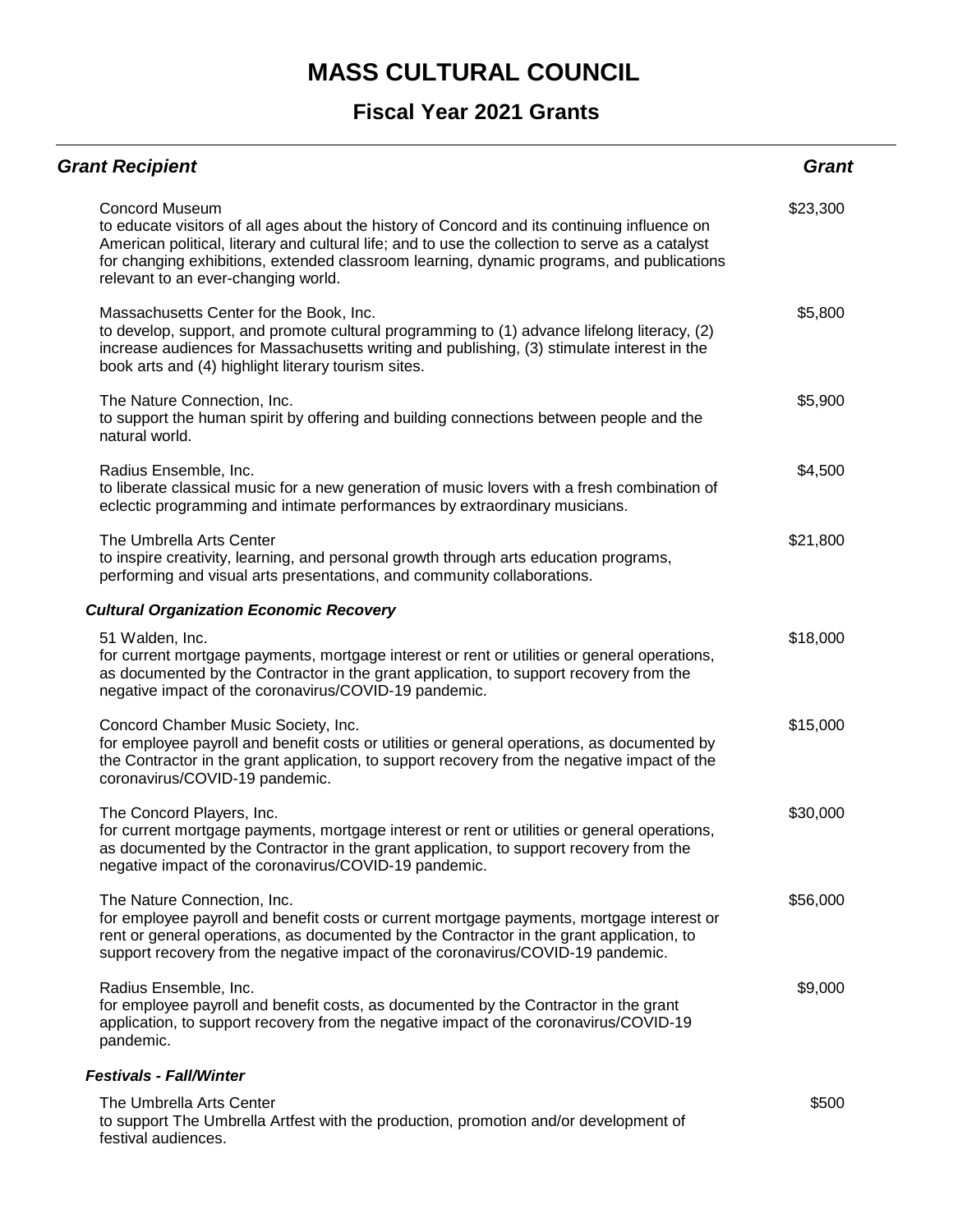# MASS CULTURAL COUNCIL

## Fiscal Year 2021 Grants

| *Grant Recipient* | *Grant* |
|---|---|
| Concord Museum<br>to educate visitors of all ages about the history of Concord and its continuing influence on American political, literary and cultural life; and to use the collection to serve as a catalyst for changing exhibitions, extended classroom learning, dynamic programs, and publications relevant to an ever-changing world. | $23,300 |
| Massachusetts Center for the Book, Inc.<br>to develop, support, and promote cultural programming to (1) advance lifelong literacy, (2) increase audiences for Massachusetts writing and publishing, (3) stimulate interest in the book arts and (4) highlight literary tourism sites. | $5,800 |
| The Nature Connection, Inc.<br>to support the human spirit by offering and building connections between people and the natural world. | $5,900 |
| Radius Ensemble, Inc.<br>to liberate classical music for a new generation of music lovers with a fresh combination of eclectic programming and intimate performances by extraordinary musicians. | $4,500 |
| The Umbrella Arts Center<br>to inspire creativity, learning, and personal growth through arts education programs, performing and visual arts presentations, and community collaborations. | $21,800 |
| ***Cultural Organization Economic Recovery*** | |
| 51 Walden, Inc.<br>for current mortgage payments, mortgage interest or rent or utilities or general operations, as documented by the Contractor in the grant application, to support recovery from the negative impact of the coronavirus/COVID-19 pandemic. | $18,000 |
| Concord Chamber Music Society, Inc.<br>for employee payroll and benefit costs or utilities or general operations, as documented by the Contractor in the grant application, to support recovery from the negative impact of the coronavirus/COVID-19 pandemic. | $15,000 |
| The Concord Players, Inc.<br>for current mortgage payments, mortgage interest or rent or utilities or general operations, as documented by the Contractor in the grant application, to support recovery from the negative impact of the coronavirus/COVID-19 pandemic. | $30,000 |
| The Nature Connection, Inc.<br>for employee payroll and benefit costs or current mortgage payments, mortgage interest or rent or general operations, as documented by the Contractor in the grant application, to support recovery from the negative impact of the coronavirus/COVID-19 pandemic. | $56,000 |
| Radius Ensemble, Inc.<br>for employee payroll and benefit costs, as documented by the Contractor in the grant application, to support recovery from the negative impact of the coronavirus/COVID-19 pandemic. | $9,000 |
| ***Festivals - Fall/Winter*** | |
| The Umbrella Arts Center<br>to support The Umbrella Artfest with the production, promotion and/or development of festival audiences. | $500 |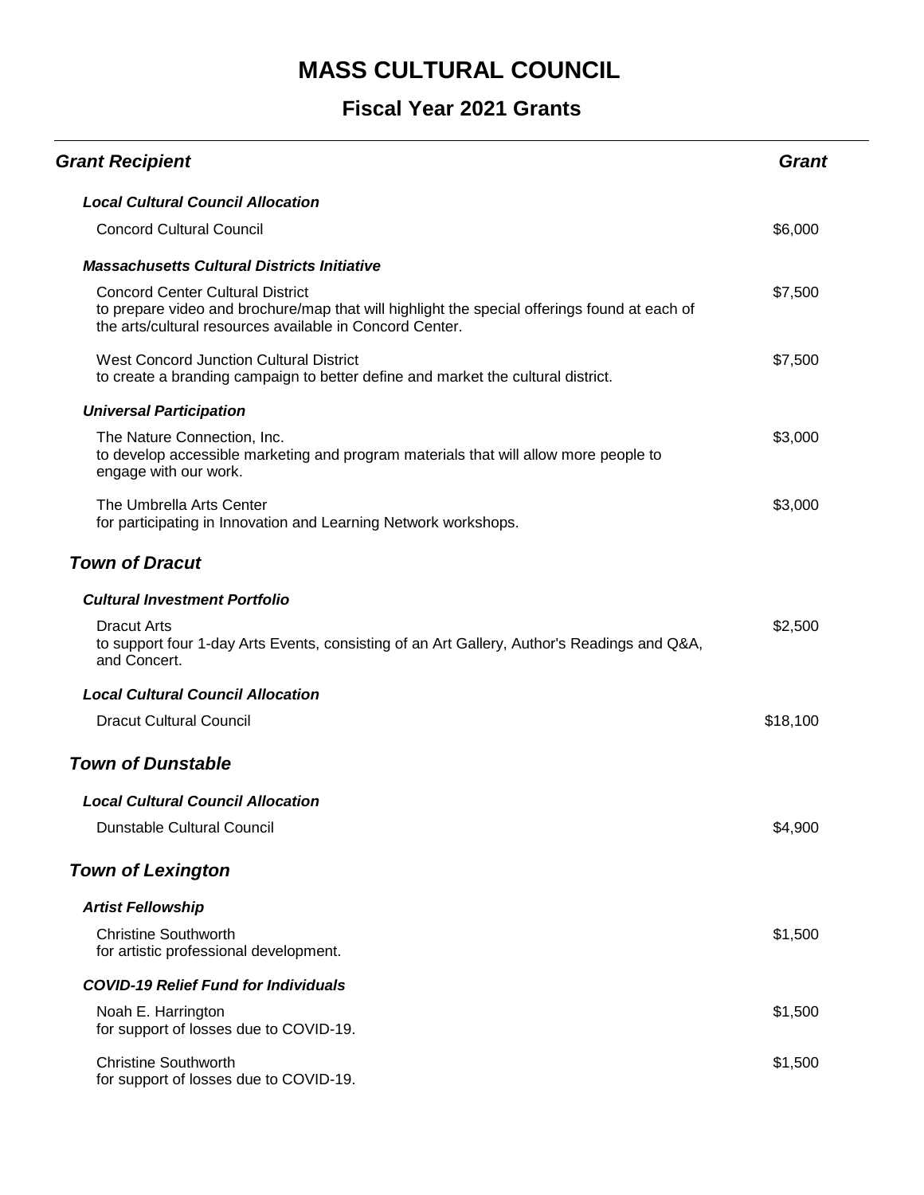# MASS CULTURAL COUNCIL

## Fiscal Year 2021 Grants

| Grant Recipient | Grant |
|---|---|
| ***Local Cultural Council Allocation*** | |
| Concord Cultural Council | $6,000 |
| ***Massachusetts Cultural Districts Initiative*** | |
| Concord Center Cultural District<br>to prepare video and brochure/map that will highlight the special offerings found at each of the arts/cultural resources available in Concord Center. | $7,500 |
| West Concord Junction Cultural District<br>to create a branding campaign to better define and market the cultural district. | $7,500 |
| ***Universal Participation*** | |
| The Nature Connection, Inc.<br>to develop accessible marketing and program materials that will allow more people to engage with our work. | $3,000 |
| The Umbrella Arts Center<br>for participating in Innovation and Learning Network workshops. | $3,000 |

### *Town of Dracut*

| Grant Recipient | Grant |
|---|---|
| ***Cultural Investment Portfolio*** | |
| Dracut Arts<br>to support four 1-day Arts Events, consisting of an Art Gallery, Author's Readings and Q&A, and Concert. | $2,500 |
| ***Local Cultural Council Allocation*** | |
| Dracut Cultural Council | $18,100 |

### *Town of Dunstable*

| Grant Recipient | Grant |
|---|---|
| ***Local Cultural Council Allocation*** | |
| Dunstable Cultural Council | $4,900 |

### *Town of Lexington*

| Grant Recipient | Grant |
|---|---|
| ***Artist Fellowship*** | |
| Christine Southworth<br>for artistic professional development. | $1,500 |
| ***COVID-19 Relief Fund for Individuals*** | |
| Noah E. Harrington<br>for support of losses due to COVID-19. | $1,500 |
| Christine Southworth<br>for support of losses due to COVID-19. | $1,500 |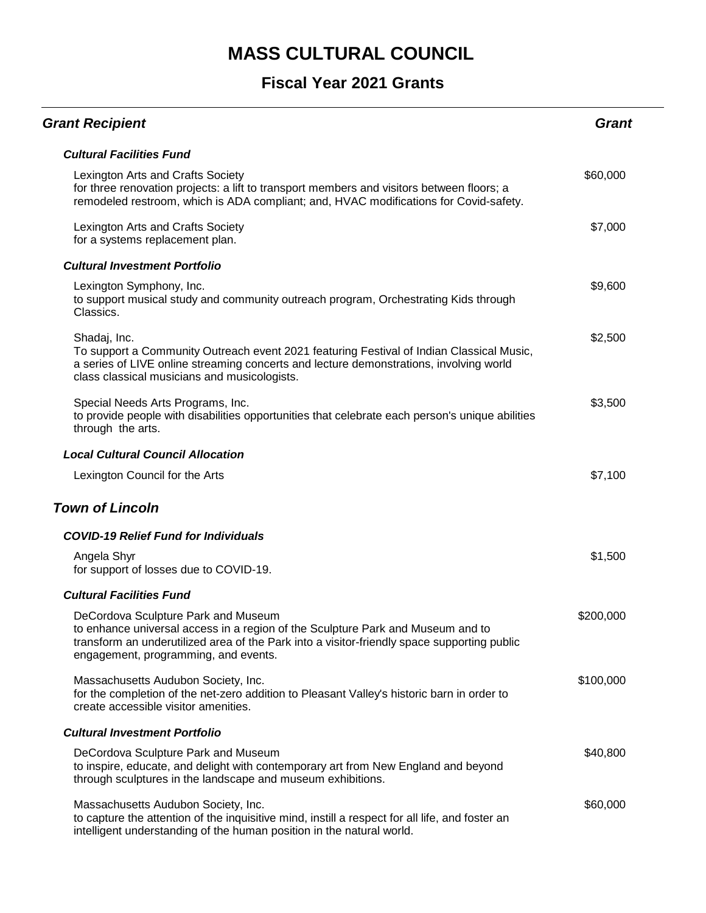# MASS CULTURAL COUNCIL

## Fiscal Year 2021 Grants

| Grant Recipient | Grant |
|---|---|
| ***Cultural Facilities Fund*** | |
| Lexington Arts and Crafts Society<br>for three renovation projects: a lift to transport members and visitors between floors; a remodeled restroom, which is ADA compliant; and, HVAC modifications for Covid-safety. | $60,000 |
| Lexington Arts and Crafts Society<br>for a systems replacement plan. | $7,000 |
| ***Cultural Investment Portfolio*** | |
| Lexington Symphony, Inc.<br>to support musical study and community outreach program, Orchestrating Kids through Classics. | $9,600 |
| Shadaj, Inc.<br>To support a Community Outreach event 2021 featuring Festival of Indian Classical Music, a series of LIVE online streaming concerts and lecture demonstrations, involving world class classical musicians and musicologists. | $2,500 |
| Special Needs Arts Programs, Inc.<br>to provide people with disabilities opportunities that celebrate each person's unique abilities through the arts. | $3,500 |
| ***Local Cultural Council Allocation*** | |
| Lexington Council for the Arts | $7,100 |

### *Town of Lincoln*

| Grant Recipient | Grant |
|---|---|
| ***COVID-19 Relief Fund for Individuals*** | |
| Angela Shyr<br>for support of losses due to COVID-19. | $1,500 |
| ***Cultural Facilities Fund*** | |
| DeCordova Sculpture Park and Museum<br>to enhance universal access in a region of the Sculpture Park and Museum and to transform an underutilized area of the Park into a visitor-friendly space supporting public engagement, programming, and events. | $200,000 |
| Massachusetts Audubon Society, Inc.<br>for the completion of the net-zero addition to Pleasant Valley's historic barn in order to create accessible visitor amenities. | $100,000 |
| ***Cultural Investment Portfolio*** | |
| DeCordova Sculpture Park and Museum<br>to inspire, educate, and delight with contemporary art from New England and beyond through sculptures in the landscape and museum exhibitions. | $40,800 |
| Massachusetts Audubon Society, Inc.<br>to capture the attention of the inquisitive mind, instill a respect for all life, and foster an intelligent understanding of the human position in the natural world. | $60,000 |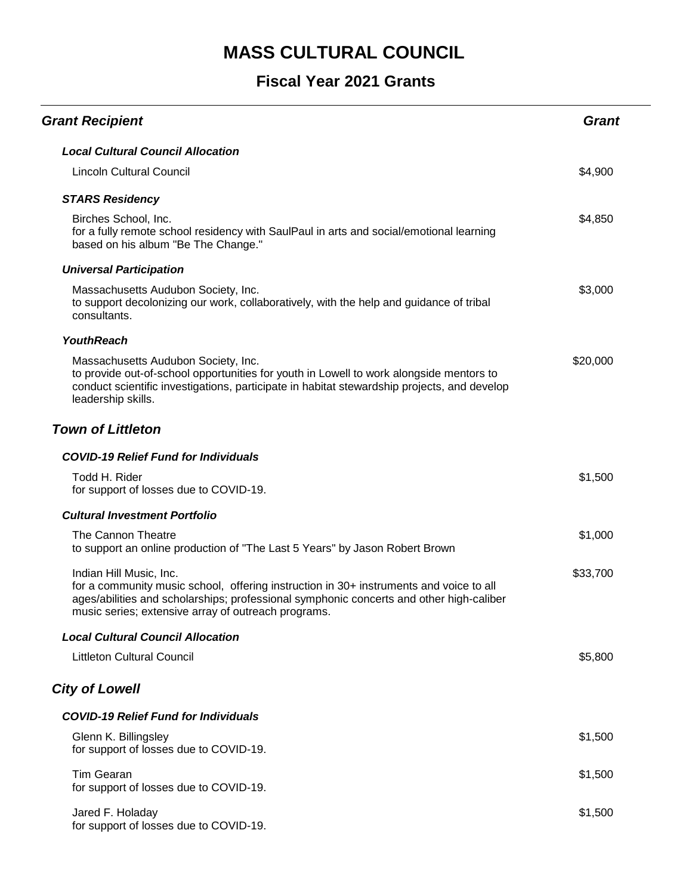# MASS CULTURAL COUNCIL

## Fiscal Year 2021 Grants

| Grant Recipient | Grant |
|---|---|
| ***Local Cultural Council Allocation*** | |
| Lincoln Cultural Council | $4,900 |
| ***STARS Residency*** | |
| Birches School, Inc.<br>for a fully remote school residency with SaulPaul in arts and social/emotional learning based on his album "Be The Change." | $4,850 |
| ***Universal Participation*** | |
| Massachusetts Audubon Society, Inc.<br>to support decolonizing our work, collaboratively, with the help and guidance of tribal consultants. | $3,000 |
| ***YouthReach*** | |
| Massachusetts Audubon Society, Inc.<br>to provide out-of-school opportunities for youth in Lowell to work alongside mentors to conduct scientific investigations, participate in habitat stewardship projects, and develop leadership skills. | $20,000 |

### *Town of Littleton*

| Grant Recipient | Grant |
|---|---|
| ***COVID-19 Relief Fund for Individuals*** | |
| Todd H. Rider<br>for support of losses due to COVID-19. | $1,500 |
| ***Cultural Investment Portfolio*** | |
| The Cannon Theatre<br>to support an online production of "The Last 5 Years" by Jason Robert Brown | $1,000 |
| Indian Hill Music, Inc.<br>for a community music school, offering instruction in 30+ instruments and voice to all ages/abilities and scholarships; professional symphonic concerts and other high-caliber music series; extensive array of outreach programs. | $33,700 |
| ***Local Cultural Council Allocation*** | |
| Littleton Cultural Council | $5,800 |

### *City of Lowell*

| Grant Recipient | Grant |
|---|---|
| ***COVID-19 Relief Fund for Individuals*** | |
| Glenn K. Billingsley<br>for support of losses due to COVID-19. | $1,500 |
| Tim Gearan<br>for support of losses due to COVID-19. | $1,500 |
| Jared F. Holaday<br>for support of losses due to COVID-19. | $1,500 |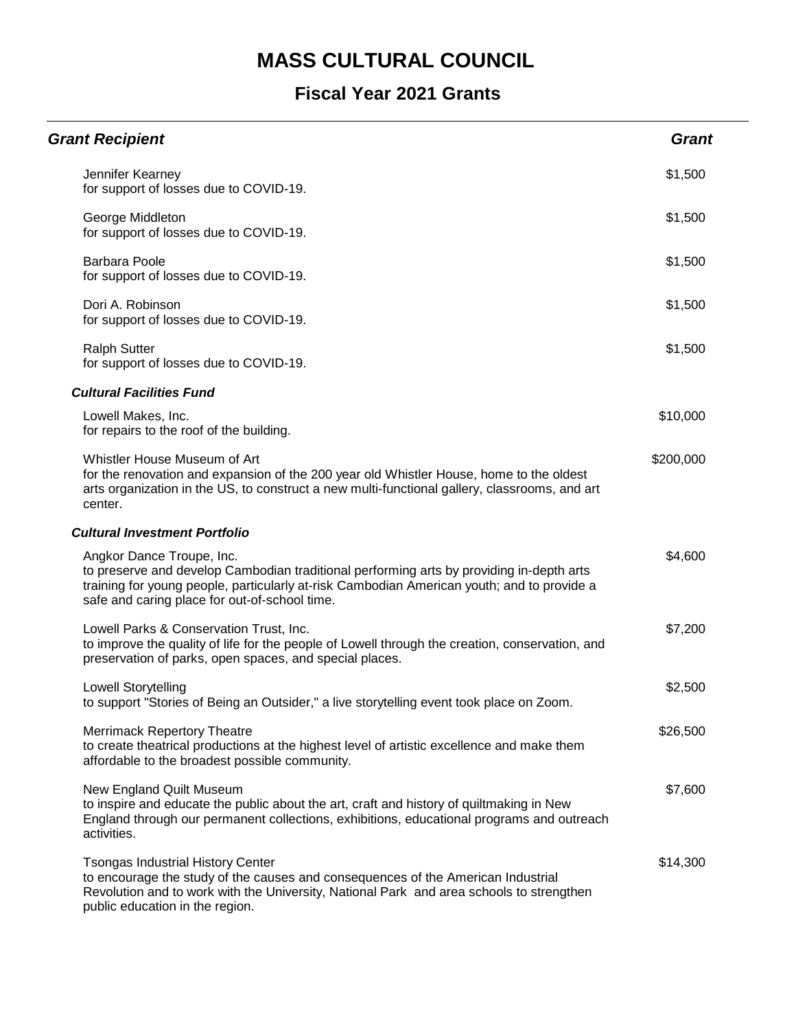# MASS CULTURAL COUNCIL

## Fiscal Year 2021 Grants

| Grant Recipient | Grant |
| --- | --- |
| Jennifer Kearney<br>for support of losses due to COVID-19. | $1,500 |
| George Middleton<br>for support of losses due to COVID-19. | $1,500 |
| Barbara Poole<br>for support of losses due to COVID-19. | $1,500 |
| Dori A. Robinson<br>for support of losses due to COVID-19. | $1,500 |
| Ralph Sutter<br>for support of losses due to COVID-19. | $1,500 |
| ***Cultural Facilities Fund*** | |
| Lowell Makes, Inc.<br>for repairs to the roof of the building. | $10,000 |
| Whistler House Museum of Art<br>for the renovation and expansion of the 200 year old Whistler House, home to the oldest arts organization in the US, to construct a new multi-functional gallery, classrooms, and art center. | $200,000 |
| ***Cultural Investment Portfolio*** | |
| Angkor Dance Troupe, Inc.<br>to preserve and develop Cambodian traditional performing arts by providing in-depth arts training for young people, particularly at-risk Cambodian American youth; and to provide a safe and caring place for out-of-school time. | $4,600 |
| Lowell Parks & Conservation Trust, Inc.<br>to improve the quality of life for the people of Lowell through the creation, conservation, and preservation of parks, open spaces, and special places. | $7,200 |
| Lowell Storytelling<br>to support "Stories of Being an Outsider," a live storytelling event took place on Zoom. | $2,500 |
| Merrimack Repertory Theatre<br>to create theatrical productions at the highest level of artistic excellence and make them affordable to the broadest possible community. | $26,500 |
| New England Quilt Museum<br>to inspire and educate the public about the art, craft and history of quiltmaking in New England through our permanent collections, exhibitions, educational programs and outreach activities. | $7,600 |
| Tsongas Industrial History Center<br>to encourage the study of the causes and consequences of the American Industrial Revolution and to work with the University, National Park and area schools to strengthen public education in the region. | $14,300 |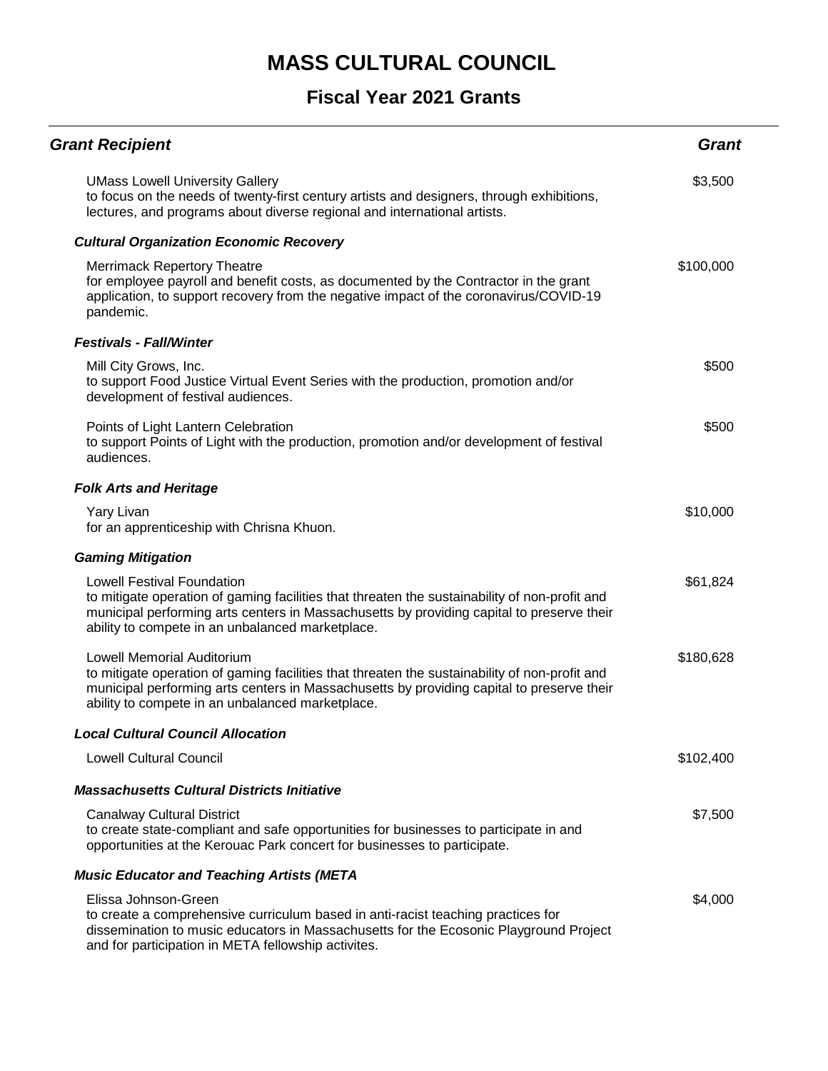# MASS CULTURAL COUNCIL

## Fiscal Year 2021 Grants

| Grant Recipient | Grant |
|---|---|
| UMass Lowell University Gallery<br>to focus on the needs of twenty-first century artists and designers, through exhibitions, lectures, and programs about diverse regional and international artists. | $3,500 |
| ***Cultural Organization Economic Recovery*** | |
| Merrimack Repertory Theatre<br>for employee payroll and benefit costs, as documented by the Contractor in the grant application, to support recovery from the negative impact of the coronavirus/COVID-19 pandemic. | $100,000 |
| ***Festivals - Fall/Winter*** | |
| Mill City Grows, Inc.<br>to support Food Justice Virtual Event Series with the production, promotion and/or development of festival audiences. | $500 |
| Points of Light Lantern Celebration<br>to support Points of Light with the production, promotion and/or development of festival audiences. | $500 |
| ***Folk Arts and Heritage*** | |
| Yary Livan<br>for an apprenticeship with Chrisna Khuon. | $10,000 |
| ***Gaming Mitigation*** | |
| Lowell Festival Foundation<br>to mitigate operation of gaming facilities that threaten the sustainability of non-profit and municipal performing arts centers in Massachusetts by providing capital to preserve their ability to compete in an unbalanced marketplace. | $61,824 |
| Lowell Memorial Auditorium<br>to mitigate operation of gaming facilities that threaten the sustainability of non-profit and municipal performing arts centers in Massachusetts by providing capital to preserve their ability to compete in an unbalanced marketplace. | $180,628 |
| ***Local Cultural Council Allocation*** | |
| Lowell Cultural Council | $102,400 |
| ***Massachusetts Cultural Districts Initiative*** | |
| Canalway Cultural District<br>to create state-compliant and safe opportunities for businesses to participate in and opportunities at the Kerouac Park concert for businesses to participate. | $7,500 |
| ***Music Educator and Teaching Artists (META*** | |
| Elissa Johnson-Green<br>to create a comprehensive curriculum based in anti-racist teaching practices for dissemination to music educators in Massachusetts for the Ecosonic Playground Project and for participation in META fellowship activites. | $4,000 |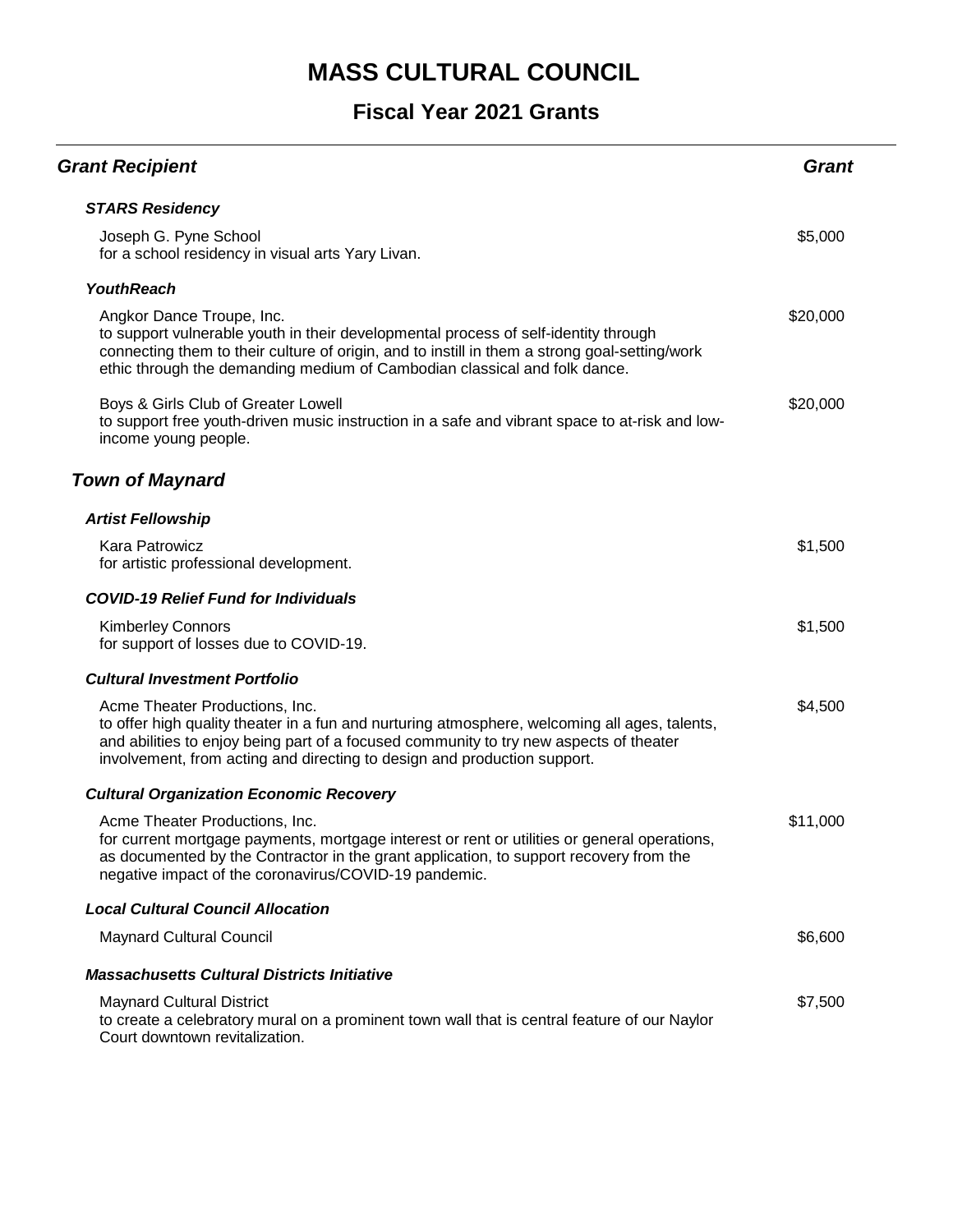# MASS CULTURAL COUNCIL

## Fiscal Year 2021 Grants

| Grant Recipient | Grant |
|---|---|

### STARS Residency

Joseph G. Pyne School — $5,000
for a school residency in visual arts Yary Livan.

### YouthReach

Angkor Dance Troupe, Inc. — $20,000
to support vulnerable youth in their developmental process of self-identity through connecting them to their culture of origin, and to instill in them a strong goal-setting/work ethic through the demanding medium of Cambodian classical and folk dance.

Boys & Girls Club of Greater Lowell — $20,000
to support free youth-driven music instruction in a safe and vibrant space to at-risk and low-income young people.

## Town of Maynard

### Artist Fellowship

Kara Patrowicz — $1,500
for artistic professional development.

### COVID-19 Relief Fund for Individuals

Kimberley Connors — $1,500
for support of losses due to COVID-19.

### Cultural Investment Portfolio

Acme Theater Productions, Inc. — $4,500
to offer high quality theater in a fun and nurturing atmosphere, welcoming all ages, talents, and abilities to enjoy being part of a focused community to try new aspects of theater involvement, from acting and directing to design and production support.

### Cultural Organization Economic Recovery

Acme Theater Productions, Inc. — $11,000
for current mortgage payments, mortgage interest or rent or utilities or general operations, as documented by the Contractor in the grant application, to support recovery from the negative impact of the coronavirus/COVID-19 pandemic.

### Local Cultural Council Allocation

Maynard Cultural Council — $6,600

### Massachusetts Cultural Districts Initiative

Maynard Cultural District — $7,500
to create a celebratory mural on a prominent town wall that is central feature of our Naylor Court downtown revitalization.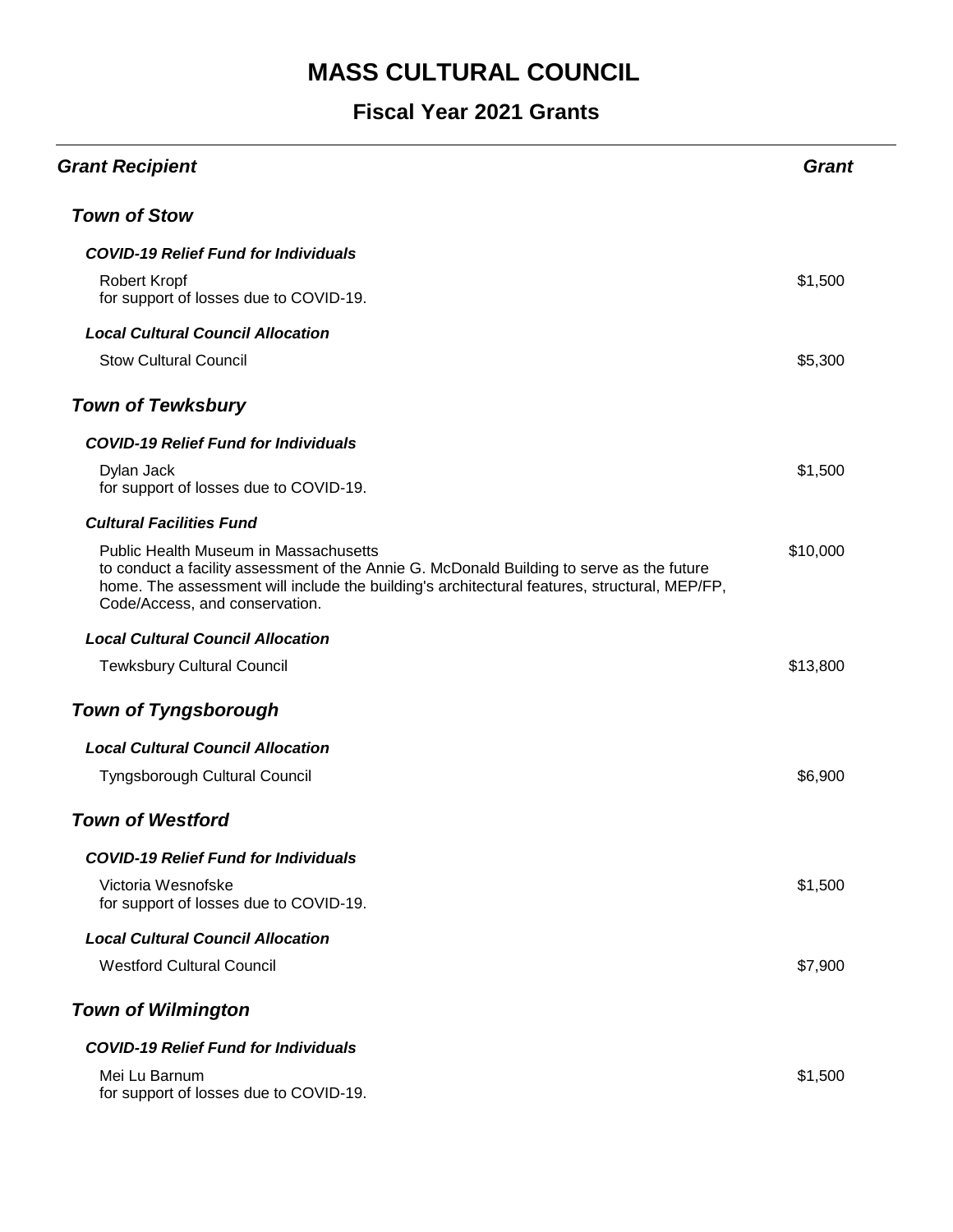# MASS CULTURAL COUNCIL

## Fiscal Year 2021 Grants

| ***Grant Recipient*** | ***Grant*** |
|---|---|
| ***Town of Stow*** | |
| ***COVID-19 Relief Fund for Individuals*** | |
| Robert Kropf<br>for support of losses due to COVID-19. | $1,500 |
| ***Local Cultural Council Allocation*** | |
| Stow Cultural Council | $5,300 |
| ***Town of Tewksbury*** | |
| ***COVID-19 Relief Fund for Individuals*** | |
| Dylan Jack<br>for support of losses due to COVID-19. | $1,500 |
| ***Cultural Facilities Fund*** | |
| Public Health Museum in Massachusetts<br>to conduct a facility assessment of the Annie G. McDonald Building to serve as the future home. The assessment will include the building's architectural features, structural, MEP/FP, Code/Access, and conservation. | $10,000 |
| ***Local Cultural Council Allocation*** | |
| Tewksbury Cultural Council | $13,800 |
| ***Town of Tyngsborough*** | |
| ***Local Cultural Council Allocation*** | |
| Tyngsborough Cultural Council | $6,900 |
| ***Town of Westford*** | |
| ***COVID-19 Relief Fund for Individuals*** | |
| Victoria Wesnofske<br>for support of losses due to COVID-19. | $1,500 |
| ***Local Cultural Council Allocation*** | |
| Westford Cultural Council | $7,900 |
| ***Town of Wilmington*** | |
| ***COVID-19 Relief Fund for Individuals*** | |
| Mei Lu Barnum<br>for support of losses due to COVID-19. | $1,500 |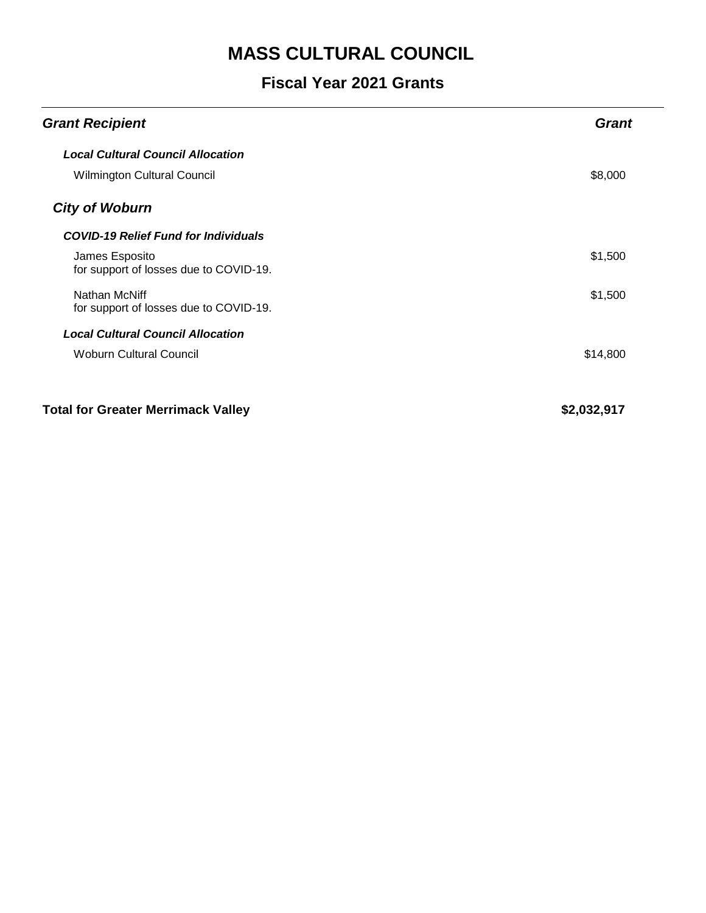# MASS CULTURAL COUNCIL

## Fiscal Year 2021 Grants

| ***Grant Recipient*** | ***Grant*** |
|---|---|
| ***Local Cultural Council Allocation*** | |
| Wilmington Cultural Council | $8,000 |
| ***City of Woburn*** | |
| ***COVID-19 Relief Fund for Individuals*** | |
| James Esposito<br>for support of losses due to COVID-19. | $1,500 |
| Nathan McNiff<br>for support of losses due to COVID-19. | $1,500 |
| ***Local Cultural Council Allocation*** | |
| Woburn Cultural Council | $14,800 |
| **Total for Greater Merrimack Valley** | **$2,032,917** |